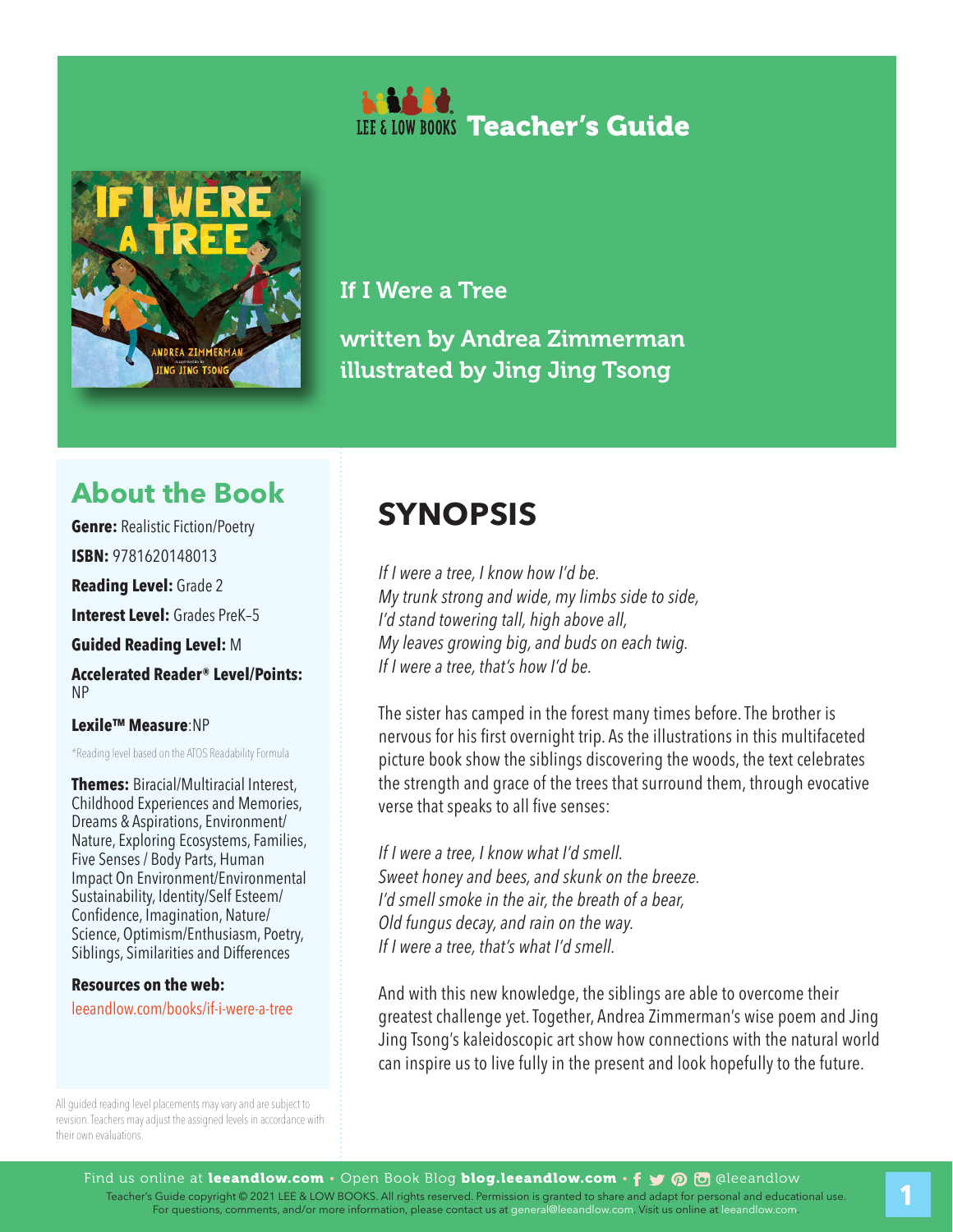# LEE & LOW BOOKS Teacher's Guide

If I Were a Tree

written by Andrea Zimmerman
illustrated by Jing Jing Tsong

## About the Book

**Genre:** Realistic Fiction/Poetry

**ISBN:** 9781620148013

**Reading Level:** Grade 2

**Interest Level:** Grades PreK–5

**Guided Reading Level:** M

**Accelerated Reader® Level/Points:** NP

**Lexile™ Measure**:NP

*Reading level based on the ATOS Readability Formula

**Themes:** Biracial/Multiracial Interest, Childhood Experiences and Memories, Dreams & Aspirations, Environment/Nature, Exploring Ecosystems, Families, Five Senses / Body Parts, Human Impact On Environment/Environmental Sustainability, Identity/Self Esteem/Confidence, Imagination, Nature/Science, Optimism/Enthusiasm, Poetry, Siblings, Similarities and Differences

**Resources on the web:**

leeandlow.com/books/if-i-were-a-tree

All guided reading level placements may vary and are subject to revision. Teachers may adjust the assigned levels in accordance with their own evaluations.

## SYNOPSIS

*If I were a tree, I know how I'd be.*
*My trunk strong and wide, my limbs side to side,*
*I'd stand towering tall, high above all,*
*My leaves growing big, and buds on each twig.*
*If I were a tree, that's how I'd be.*

The sister has camped in the forest many times before. The brother is nervous for his first overnight trip. As the illustrations in this multifaceted picture book show the siblings discovering the woods, the text celebrates the strength and grace of the trees that surround them, through evocative verse that speaks to all five senses:

*If I were a tree, I know what I'd smell.*
*Sweet honey and bees, and skunk on the breeze.*
*I'd smell smoke in the air, the breath of a bear,*
*Old fungus decay, and rain on the way.*
*If I were a tree, that's what I'd smell.*

And with this new knowledge, the siblings are able to overcome their greatest challenge yet. Together, Andrea Zimmerman's wise poem and Jing Jing Tsong's kaleidoscopic art show how connections with the natural world can inspire us to live fully in the present and look hopefully to the future.

Find us online at **leeandlow.com** • Open Book Blog **blog.leeandlow.com** • @leeandlow

Teacher's Guide copyright © 2021 LEE & LOW BOOKS. All rights reserved. Permission is granted to share and adapt for personal and educational use. For questions, comments, and/or more information, please contact us at general@leeandlow.com. Visit us online at leeandlow.com.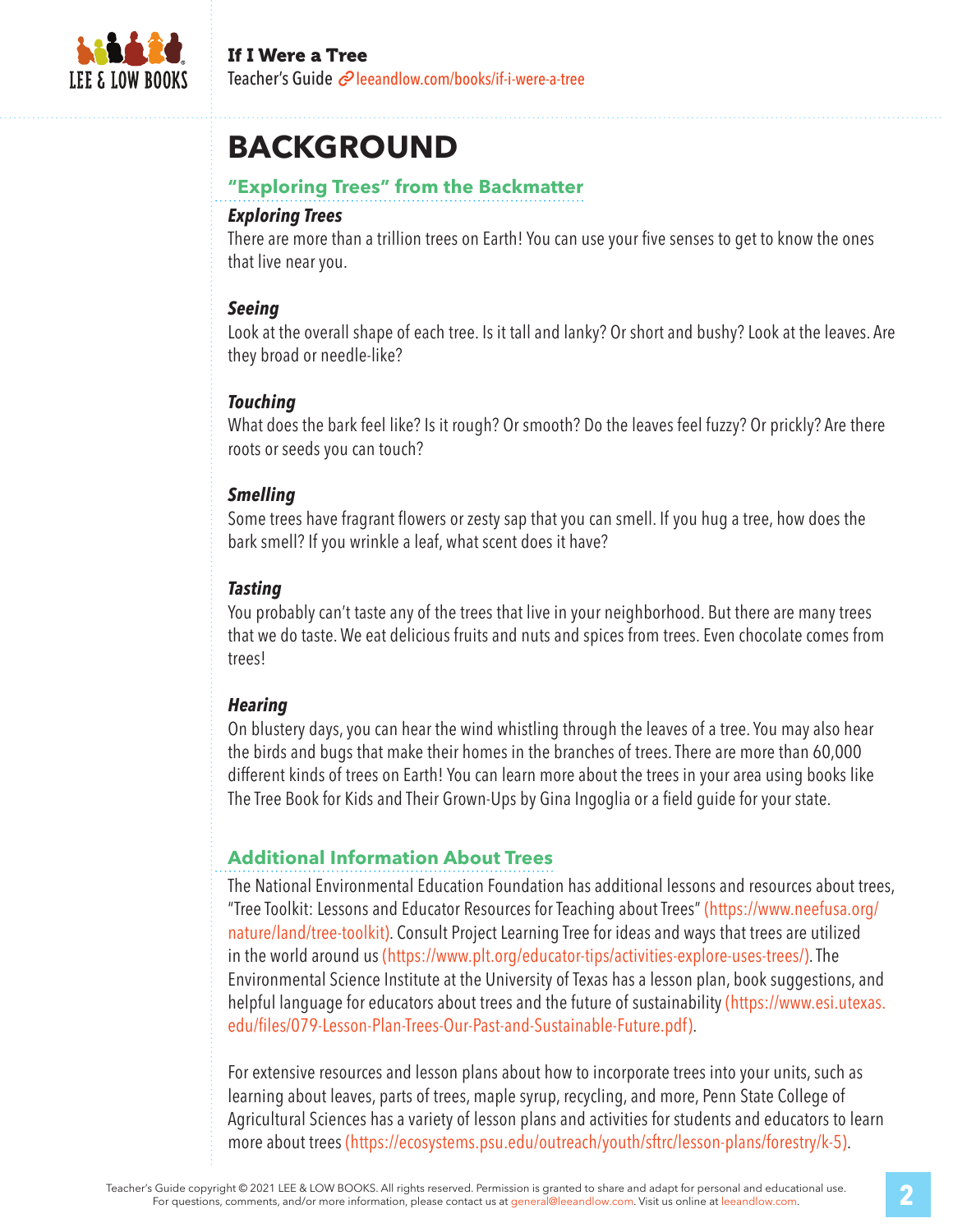# BACKGROUND

## "Exploring Trees" from the Backmatter

***Exploring Trees***

There are more than a trillion trees on Earth! You can use your five senses to get to know the ones that live near you.

***Seeing***

Look at the overall shape of each tree. Is it tall and lanky? Or short and bushy? Look at the leaves. Are they broad or needle-like?

***Touching***

What does the bark feel like? Is it rough? Or smooth? Do the leaves feel fuzzy? Or prickly? Are there roots or seeds you can touch?

***Smelling***

Some trees have fragrant flowers or zesty sap that you can smell. If you hug a tree, how does the bark smell? If you wrinkle a leaf, what scent does it have?

***Tasting***

You probably can't taste any of the trees that live in your neighborhood. But there are many trees that we do taste. We eat delicious fruits and nuts and spices from trees. Even chocolate comes from trees!

***Hearing***

On blustery days, you can hear the wind whistling through the leaves of a tree. You may also hear the birds and bugs that make their homes in the branches of trees. There are more than 60,000 different kinds of trees on Earth! You can learn more about the trees in your area using books like The Tree Book for Kids and Their Grown-Ups by Gina Ingoglia or a field guide for your state.

## Additional Information About Trees

The National Environmental Education Foundation has additional lessons and resources about trees, "Tree Toolkit: Lessons and Educator Resources for Teaching about Trees" (https://www.neefusa.org/nature/land/tree-toolkit). Consult Project Learning Tree for ideas and ways that trees are utilized in the world around us (https://www.plt.org/educator-tips/activities-explore-uses-trees/). The Environmental Science Institute at the University of Texas has a lesson plan, book suggestions, and helpful language for educators about trees and the future of sustainability (https://www.esi.utexas.edu/files/079-Lesson-Plan-Trees-Our-Past-and-Sustainable-Future.pdf).

For extensive resources and lesson plans about how to incorporate trees into your units, such as learning about leaves, parts of trees, maple syrup, recycling, and more, Penn State College of Agricultural Sciences has a variety of lesson plans and activities for students and educators to learn more about trees (https://ecosystems.psu.edu/outreach/youth/sftrc/lesson-plans/forestry/k-5).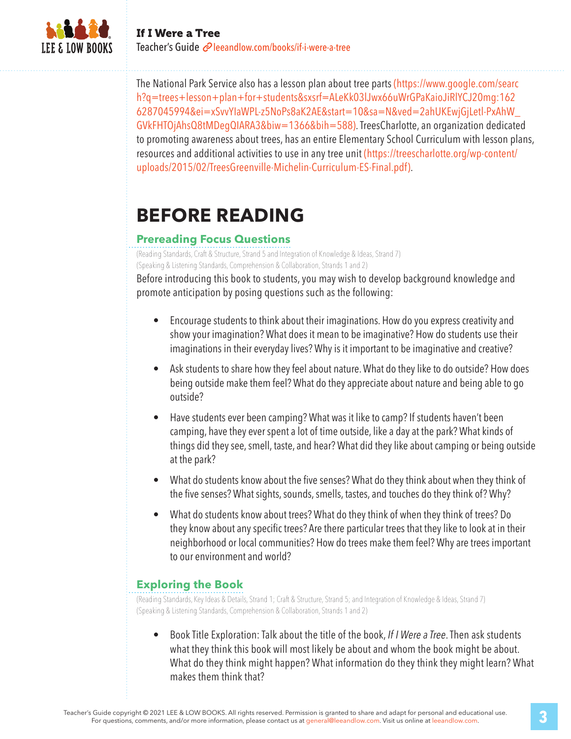The National Park Service also has a lesson plan about tree parts (https://www.google.com/search?q=trees+lesson+plan+for+students&sxsrf=ALeKk03lJwx66uWrGPaKaioJiRlYCJ20mg:1626287045994&ei=xSvvYIaWPL-z5NoPs8aK2AE&start=10&sa=N&ved=2ahUKEwjGjLetl-PxAhW_GVkFHTOjAhsQ8tMDegQIARA3&biw=1366&bih=588). TreesCharlotte, an organization dedicated to promoting awareness about trees, has an entire Elementary School Curriculum with lesson plans, resources and additional activities to use in any tree unit (https://treescharlotte.org/wp-content/uploads/2015/02/TreesGreenville-Michelin-Curriculum-ES-Final.pdf).

# BEFORE READING

## Prereading Focus Questions

(Reading Standards, Craft & Structure, Strand 5 and Integration of Knowledge & Ideas, Strand 7)
(Speaking & Listening Standards, Comprehension & Collaboration, Strands 1 and 2)

Before introducing this book to students, you may wish to develop background knowledge and promote anticipation by posing questions such as the following:

- Encourage students to think about their imaginations. How do you express creativity and show your imagination? What does it mean to be imaginative? How do students use their imaginations in their everyday lives? Why is it important to be imaginative and creative?
- Ask students to share how they feel about nature. What do they like to do outside? How does being outside make them feel? What do they appreciate about nature and being able to go outside?
- Have students ever been camping? What was it like to camp? If students haven't been camping, have they ever spent a lot of time outside, like a day at the park? What kinds of things did they see, smell, taste, and hear? What did they like about camping or being outside at the park?
- What do students know about the five senses? What do they think about when they think of the five senses? What sights, sounds, smells, tastes, and touches do they think of? Why?
- What do students know about trees? What do they think of when they think of trees? Do they know about any specific trees? Are there particular trees that they like to look at in their neighborhood or local communities? How do trees make them feel? Why are trees important to our environment and world?

## Exploring the Book

(Reading Standards, Key Ideas & Details, Strand 1; Craft & Structure, Strand 5; and Integration of Knowledge & Ideas, Strand 7)
(Speaking & Listening Standards, Comprehension & Collaboration, Strands 1 and 2)

- Book Title Exploration: Talk about the title of the book, *If I Were a Tree*. Then ask students what they think this book will most likely be about and whom the book might be about. What do they think might happen? What information do they think they might learn? What makes them think that?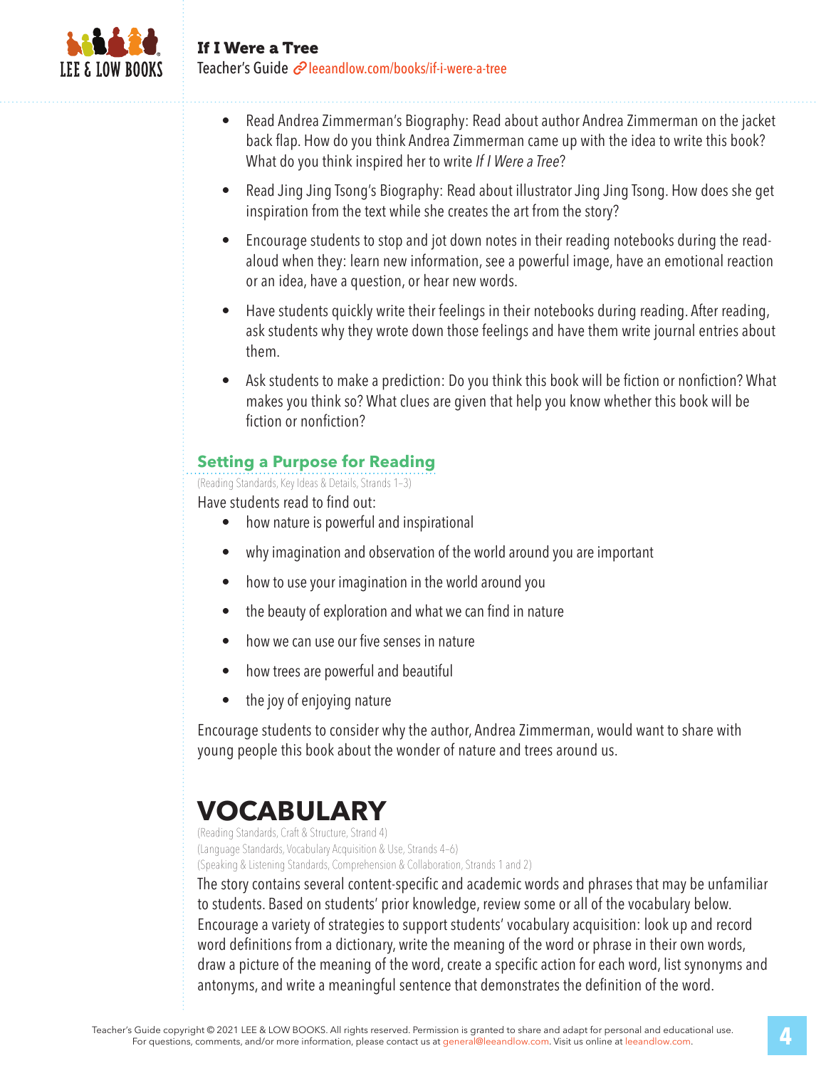- Read Andrea Zimmerman's Biography: Read about author Andrea Zimmerman on the jacket back flap. How do you think Andrea Zimmerman came up with the idea to write this book? What do you think inspired her to write *If I Were a Tree*?
- Read Jing Jing Tsong's Biography: Read about illustrator Jing Jing Tsong. How does she get inspiration from the text while she creates the art from the story?
- Encourage students to stop and jot down notes in their reading notebooks during the read-aloud when they: learn new information, see a powerful image, have an emotional reaction or an idea, have a question, or hear new words.
- Have students quickly write their feelings in their notebooks during reading. After reading, ask students why they wrote down those feelings and have them write journal entries about them.
- Ask students to make a prediction: Do you think this book will be fiction or nonfiction? What makes you think so? What clues are given that help you know whether this book will be fiction or nonfiction?

### Setting a Purpose for Reading

(Reading Standards, Key Ideas & Details, Strands 1–3)

Have students read to find out:

- how nature is powerful and inspirational
- why imagination and observation of the world around you are important
- how to use your imagination in the world around you
- the beauty of exploration and what we can find in nature
- how we can use our five senses in nature
- how trees are powerful and beautiful
- the joy of enjoying nature

Encourage students to consider why the author, Andrea Zimmerman, would want to share with young people this book about the wonder of nature and trees around us.

## VOCABULARY

(Reading Standards, Craft & Structure, Strand 4)
(Language Standards, Vocabulary Acquisition & Use, Strands 4–6)
(Speaking & Listening Standards, Comprehension & Collaboration, Strands 1 and 2)

The story contains several content-specific and academic words and phrases that may be unfamiliar to students. Based on students' prior knowledge, review some or all of the vocabulary below. Encourage a variety of strategies to support students' vocabulary acquisition: look up and record word definitions from a dictionary, write the meaning of the word or phrase in their own words, draw a picture of the meaning of the word, create a specific action for each word, list synonyms and antonyms, and write a meaningful sentence that demonstrates the definition of the word.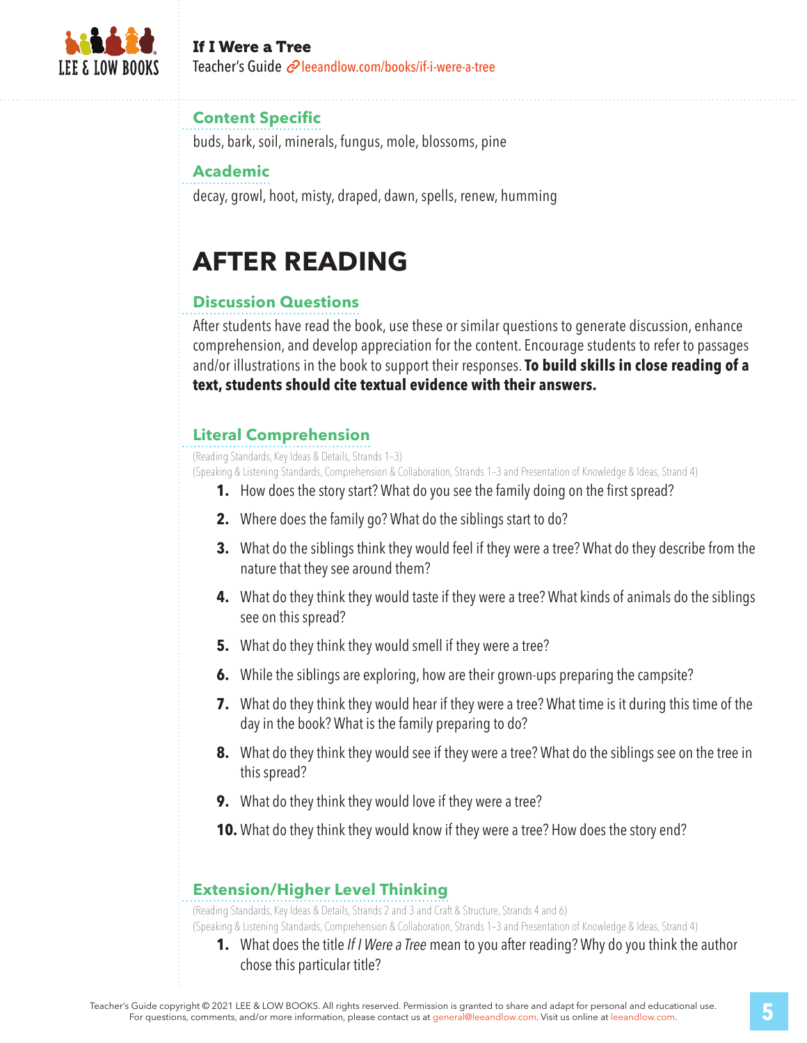### Content Specific

buds, bark, soil, minerals, fungus, mole, blossoms, pine

### Academic

decay, growl, hoot, misty, draped, dawn, spells, renew, humming

# AFTER READING

### Discussion Questions

After students have read the book, use these or similar questions to generate discussion, enhance comprehension, and develop appreciation for the content. Encourage students to refer to passages and/or illustrations in the book to support their responses. **To build skills in close reading of a text, students should cite textual evidence with their answers.**

### Literal Comprehension

(Reading Standards, Key Ideas & Details, Strands 1–3)
(Speaking & Listening Standards, Comprehension & Collaboration, Strands 1–3 and Presentation of Knowledge & Ideas, Strand 4)

1. How does the story start? What do you see the family doing on the first spread?
2. Where does the family go? What do the siblings start to do?
3. What do the siblings think they would feel if they were a tree? What do they describe from the nature that they see around them?
4. What do they think they would taste if they were a tree? What kinds of animals do the siblings see on this spread?
5. What do they think they would smell if they were a tree?
6. While the siblings are exploring, how are their grown-ups preparing the campsite?
7. What do they think they would hear if they were a tree? What time is it during this time of the day in the book? What is the family preparing to do?
8. What do they think they would see if they were a tree? What do the siblings see on the tree in this spread?
9. What do they think they would love if they were a tree?
10. What do they think they would know if they were a tree? How does the story end?

### Extension/Higher Level Thinking

(Reading Standards, Key Ideas & Details, Strands 2 and 3 and Craft & Structure, Strands 4 and 6)
(Speaking & Listening Standards, Comprehension & Collaboration, Strands 1–3 and Presentation of Knowledge & Ideas, Strand 4)

1. What does the title *If I Were a Tree* mean to you after reading? Why do you think the author chose this particular title?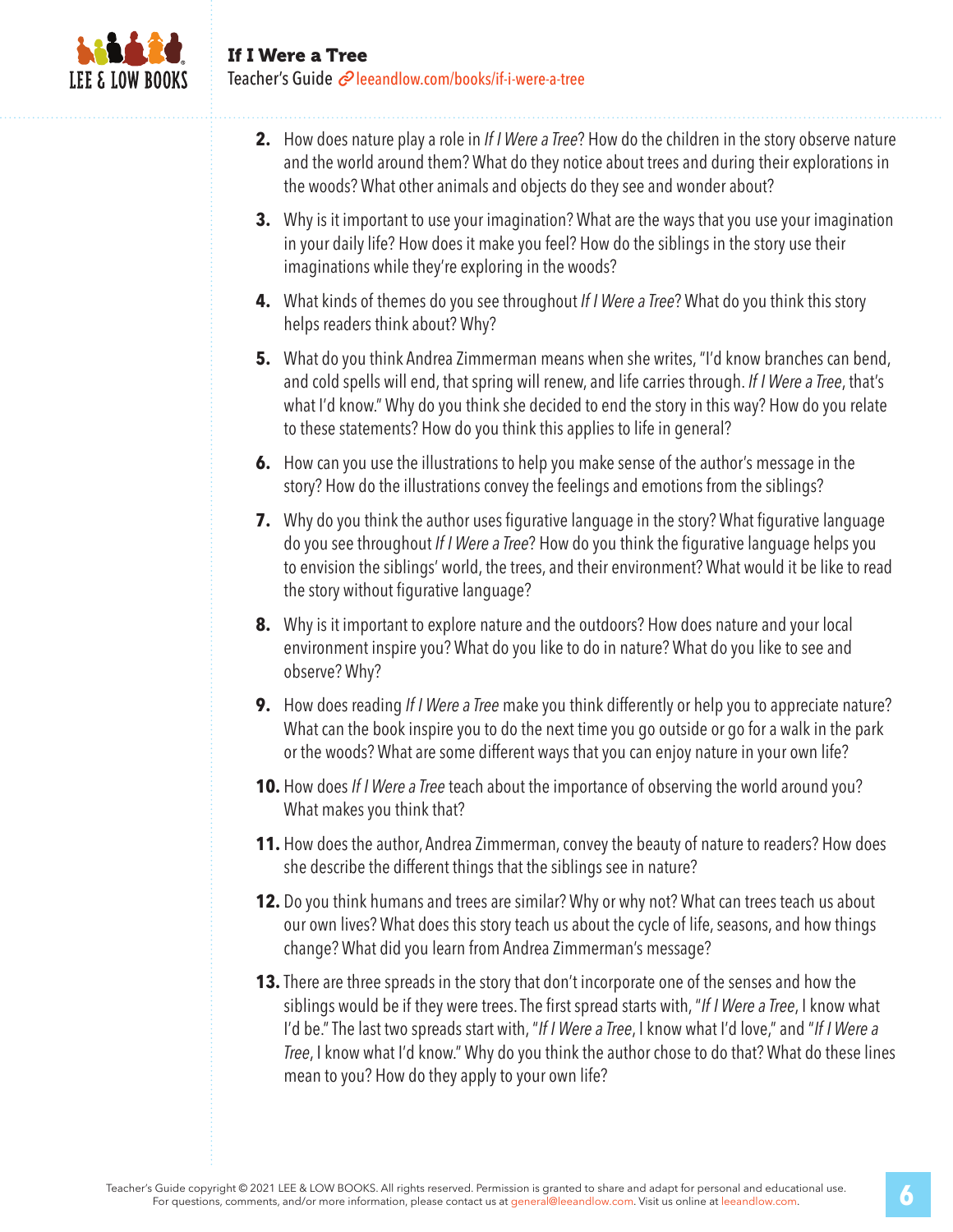2. How does nature play a role in *If I Were a Tree*? How do the children in the story observe nature and the world around them? What do they notice about trees and during their explorations in the woods? What other animals and objects do they see and wonder about?

3. Why is it important to use your imagination? What are the ways that you use your imagination in your daily life? How does it make you feel? How do the siblings in the story use their imaginations while they're exploring in the woods?

4. What kinds of themes do you see throughout *If I Were a Tree*? What do you think this story helps readers think about? Why?

5. What do you think Andrea Zimmerman means when she writes, "I'd know branches can bend, and cold spells will end, that spring will renew, and life carries through. *If I Were a Tree*, that's what I'd know." Why do you think she decided to end the story in this way? How do you relate to these statements? How do you think this applies to life in general?

6. How can you use the illustrations to help you make sense of the author's message in the story? How do the illustrations convey the feelings and emotions from the siblings?

7. Why do you think the author uses figurative language in the story? What figurative language do you see throughout *If I Were a Tree*? How do you think the figurative language helps you to envision the siblings' world, the trees, and their environment? What would it be like to read the story without figurative language?

8. Why is it important to explore nature and the outdoors? How does nature and your local environment inspire you? What do you like to do in nature? What do you like to see and observe? Why?

9. How does reading *If I Were a Tree* make you think differently or help you to appreciate nature? What can the book inspire you to do the next time you go outside or go for a walk in the park or the woods? What are some different ways that you can enjoy nature in your own life?

10. How does *If I Were a Tree* teach about the importance of observing the world around you? What makes you think that?

11. How does the author, Andrea Zimmerman, convey the beauty of nature to readers? How does she describe the different things that the siblings see in nature?

12. Do you think humans and trees are similar? Why or why not? What can trees teach us about our own lives? What does this story teach us about the cycle of life, seasons, and how things change? What did you learn from Andrea Zimmerman's message?

13. There are three spreads in the story that don't incorporate one of the senses and how the siblings would be if they were trees. The first spread starts with, "*If I Were a Tree*, I know what I'd be." The last two spreads start with, "*If I Were a Tree*, I know what I'd love," and "*If I Were a Tree*, I know what I'd know." Why do you think the author chose to do that? What do these lines mean to you? How do they apply to your own life?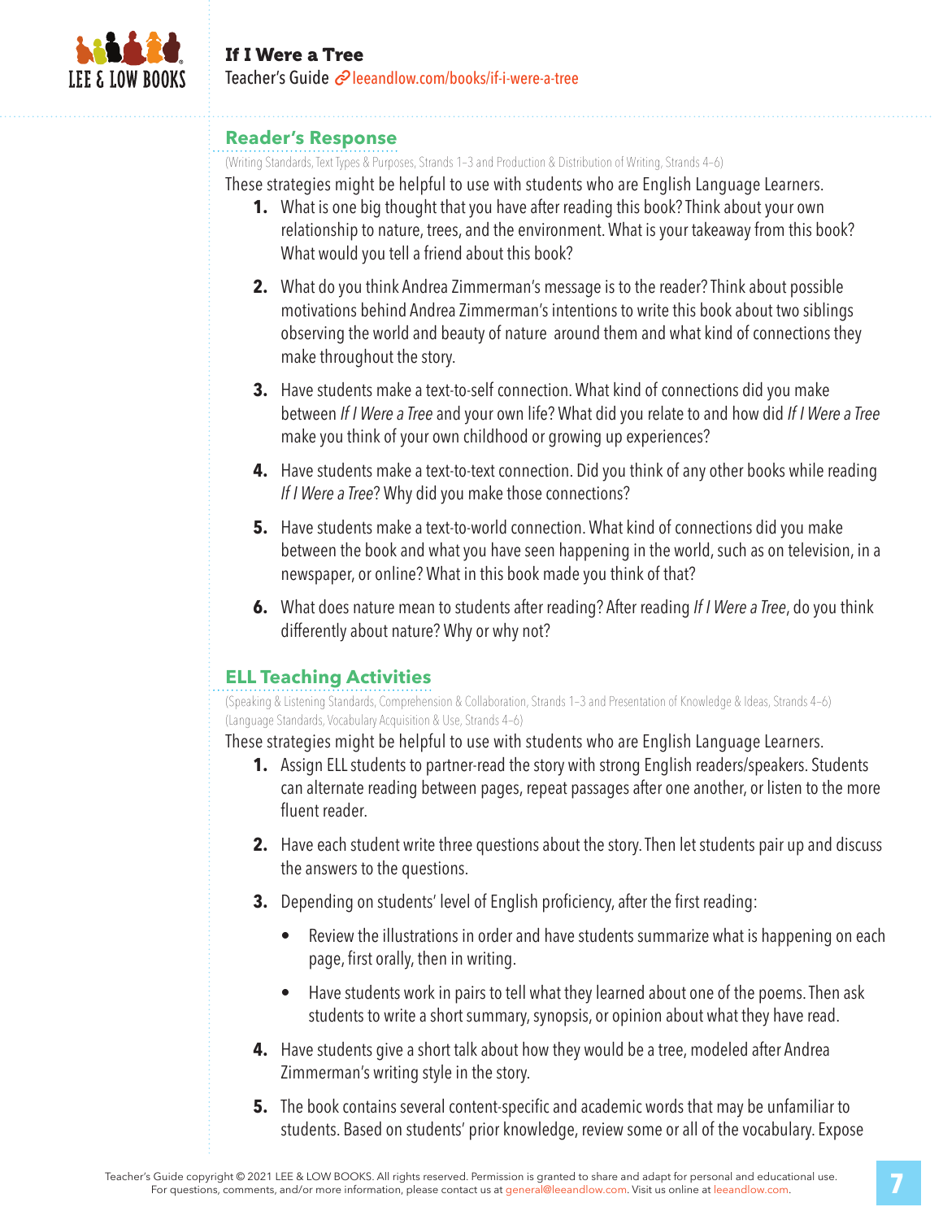## Reader's Response

(Writing Standards, Text Types & Purposes, Strands 1–3 and Production & Distribution of Writing, Strands 4–6)

These strategies might be helpful to use with students who are English Language Learners.

1. What is one big thought that you have after reading this book? Think about your own relationship to nature, trees, and the environment. What is your takeaway from this book? What would you tell a friend about this book?

2. What do you think Andrea Zimmerman's message is to the reader? Think about possible motivations behind Andrea Zimmerman's intentions to write this book about two siblings observing the world and beauty of nature around them and what kind of connections they make throughout the story.

3. Have students make a text-to-self connection. What kind of connections did you make between *If I Were a Tree* and your own life? What did you relate to and how did *If I Were a Tree* make you think of your own childhood or growing up experiences?

4. Have students make a text-to-text connection. Did you think of any other books while reading *If I Were a Tree*? Why did you make those connections?

5. Have students make a text-to-world connection. What kind of connections did you make between the book and what you have seen happening in the world, such as on television, in a newspaper, or online? What in this book made you think of that?

6. What does nature mean to students after reading? After reading *If I Were a Tree*, do you think differently about nature? Why or why not?

## ELL Teaching Activities

(Speaking & Listening Standards, Comprehension & Collaboration, Strands 1–3 and Presentation of Knowledge & Ideas, Strands 4–6)
(Language Standards, Vocabulary Acquisition & Use, Strands 4–6)

These strategies might be helpful to use with students who are English Language Learners.

1. Assign ELL students to partner-read the story with strong English readers/speakers. Students can alternate reading between pages, repeat passages after one another, or listen to the more fluent reader.

2. Have each student write three questions about the story. Then let students pair up and discuss the answers to the questions.

3. Depending on students' level of English proficiency, after the first reading:

   - Review the illustrations in order and have students summarize what is happening on each page, first orally, then in writing.

   - Have students work in pairs to tell what they learned about one of the poems. Then ask students to write a short summary, synopsis, or opinion about what they have read.

4. Have students give a short talk about how they would be a tree, modeled after Andrea Zimmerman's writing style in the story.

5. The book contains several content-specific and academic words that may be unfamiliar to students. Based on students' prior knowledge, review some or all of the vocabulary. Expose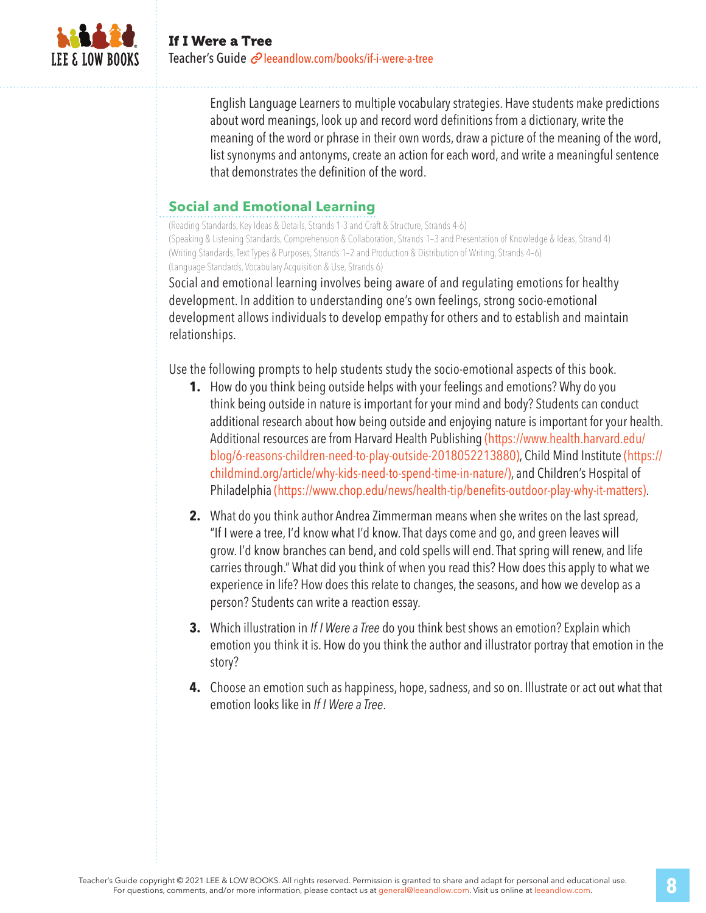English Language Learners to multiple vocabulary strategies. Have students make predictions about word meanings, look up and record word definitions from a dictionary, write the meaning of the word or phrase in their own words, draw a picture of the meaning of the word, list synonyms and antonyms, create an action for each word, and write a meaningful sentence that demonstrates the definition of the word.

## Social and Emotional Learning

(Reading Standards, Key Ideas & Details, Strands 1-3 and Craft & Structure, Strands 4-6)
(Speaking & Listening Standards, Comprehension & Collaboration, Strands 1–3 and Presentation of Knowledge & Ideas, Strand 4)
(Writing Standards, Text Types & Purposes, Strands 1–2 and Production & Distribution of Writing, Strands 4–6)
(Language Standards, Vocabulary Acquisition & Use, Strands 6)

Social and emotional learning involves being aware of and regulating emotions for healthy development. In addition to understanding one's own feelings, strong socio-emotional development allows individuals to develop empathy for others and to establish and maintain relationships.

Use the following prompts to help students study the socio-emotional aspects of this book.

1. How do you think being outside helps with your feelings and emotions? Why do you think being outside in nature is important for your mind and body? Students can conduct additional research about how being outside and enjoying nature is important for your health. Additional resources are from Harvard Health Publishing (https://www.health.harvard.edu/blog/6-reasons-children-need-to-play-outside-2018052213880), Child Mind Institute (https://childmind.org/article/why-kids-need-to-spend-time-in-nature/), and Children's Hospital of Philadelphia (https://www.chop.edu/news/health-tip/benefits-outdoor-play-why-it-matters).

2. What do you think author Andrea Zimmerman means when she writes on the last spread, "If I were a tree, I'd know what I'd know. That days come and go, and green leaves will grow. I'd know branches can bend, and cold spells will end. That spring will renew, and life carries through." What did you think of when you read this? How does this apply to what we experience in life? How does this relate to changes, the seasons, and how we develop as a person? Students can write a reaction essay.

3. Which illustration in *If I Were a Tree* do you think best shows an emotion? Explain which emotion you think it is. How do you think the author and illustrator portray that emotion in the story?

4. Choose an emotion such as happiness, hope, sadness, and so on. Illustrate or act out what that emotion looks like in *If I Were a Tree*.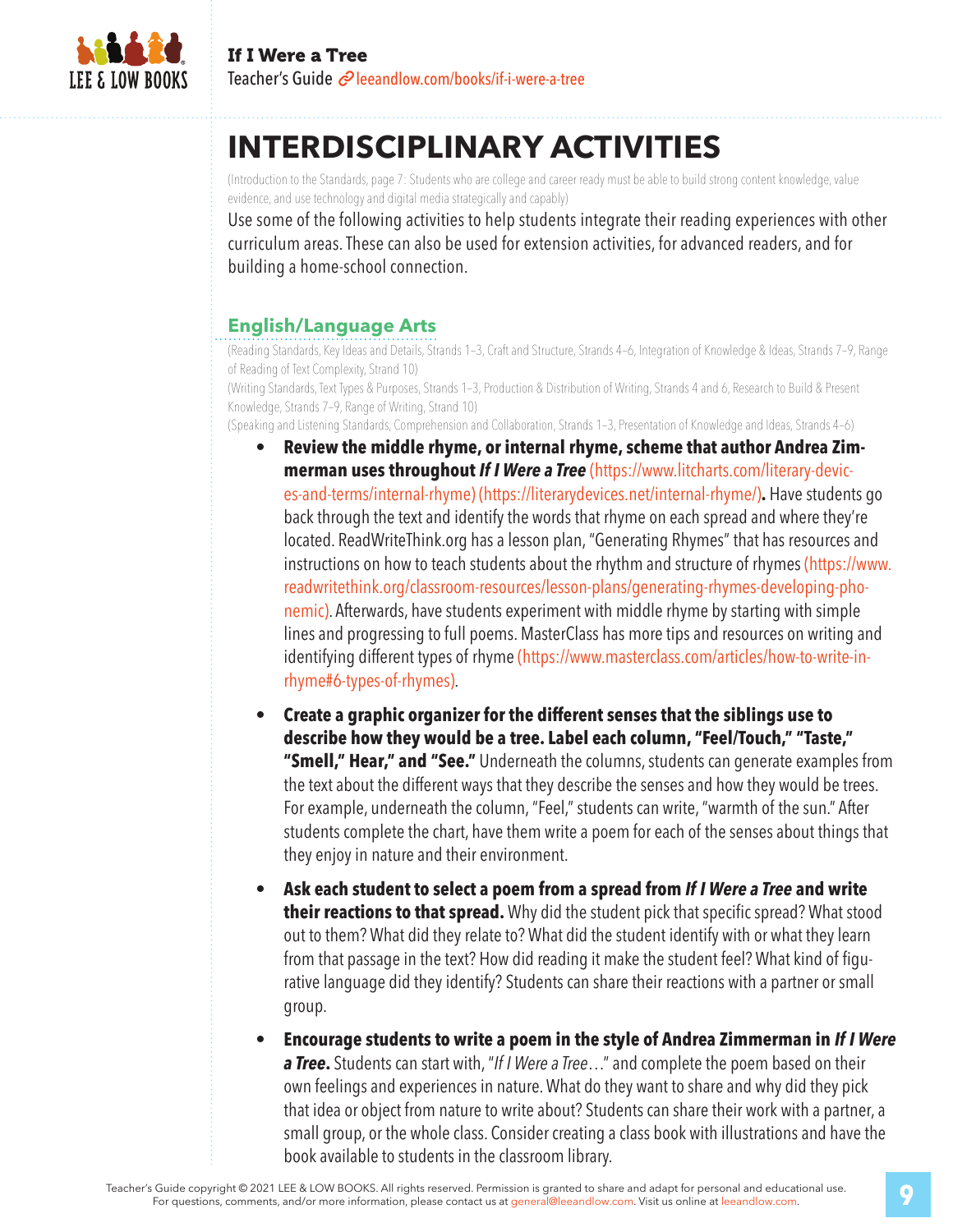# INTERDISCIPLINARY ACTIVITIES

(Introduction to the Standards, page 7: Students who are college and career ready must be able to build strong content knowledge, value evidence, and use technology and digital media strategically and capably)

Use some of the following activities to help students integrate their reading experiences with other curriculum areas. These can also be used for extension activities, for advanced readers, and for building a home-school connection.

## English/Language Arts

(Reading Standards, Key Ideas and Details, Strands 1–3, Craft and Structure, Strands 4–6, Integration of Knowledge & Ideas, Strands 7–9, Range of Reading of Text Complexity, Strand 10)

(Writing Standards, Text Types & Purposes, Strands 1–3, Production & Distribution of Writing, Strands 4 and 6, Research to Build & Present Knowledge, Strands 7–9, Range of Writing, Strand 10)

(Speaking and Listening Standards, Comprehension and Collaboration, Strands 1–3, Presentation of Knowledge and Ideas, Strands 4–6)

- **Review the middle rhyme, or internal rhyme, scheme that author Andrea Zimmerman uses throughout *If I Were a Tree*** (https://www.litcharts.com/literary-devices-and-terms/internal-rhyme) (https://literarydevices.net/internal-rhyme/)**.** Have students go back through the text and identify the words that rhyme on each spread and where they're located. ReadWriteThink.org has a lesson plan, "Generating Rhymes" that has resources and instructions on how to teach students about the rhythm and structure of rhymes (https://www.readwritethink.org/classroom-resources/lesson-plans/generating-rhymes-developing-phonemic). Afterwards, have students experiment with middle rhyme by starting with simple lines and progressing to full poems. MasterClass has more tips and resources on writing and identifying different types of rhyme (https://www.masterclass.com/articles/how-to-write-in-rhyme#6-types-of-rhymes).

- **Create a graphic organizer for the different senses that the siblings use to describe how they would be a tree. Label each column, "Feel/Touch," "Taste," "Smell," Hear," and "See."** Underneath the columns, students can generate examples from the text about the different ways that they describe the senses and how they would be trees. For example, underneath the column, "Feel," students can write, "warmth of the sun." After students complete the chart, have them write a poem for each of the senses about things that they enjoy in nature and their environment.

- **Ask each student to select a poem from a spread from *If I Were a Tree* and write their reactions to that spread.** Why did the student pick that specific spread? What stood out to them? What did they relate to? What did the student identify with or what they learn from that passage in the text? How did reading it make the student feel? What kind of figurative language did they identify? Students can share their reactions with a partner or small group.

- **Encourage students to write a poem in the style of Andrea Zimmerman in *If I Were a Tree*.** Students can start with, "*If I Were a Tree*…" and complete the poem based on their own feelings and experiences in nature. What do they want to share and why did they pick that idea or object from nature to write about? Students can share their work with a partner, a small group, or the whole class. Consider creating a class book with illustrations and have the book available to students in the classroom library.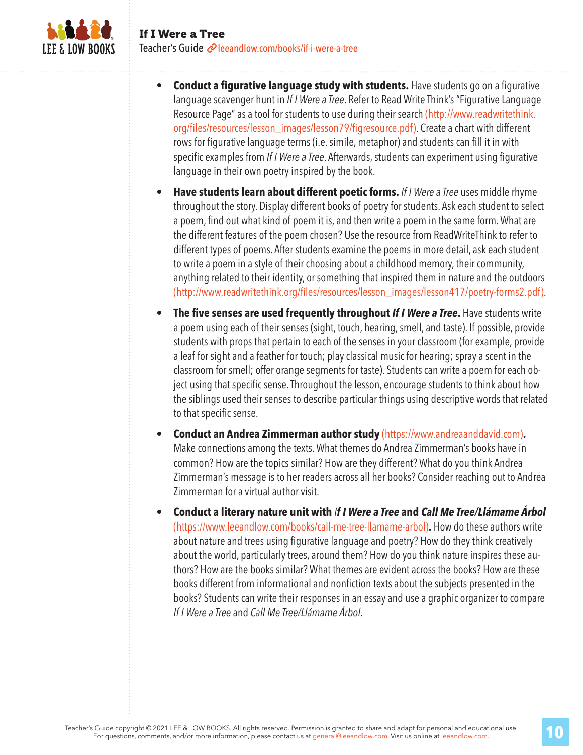- **Conduct a figurative language study with students.** Have students go on a figurative language scavenger hunt in *If I Were a Tree*. Refer to Read Write Think's "Figurative Language Resource Page" as a tool for students to use during their search (http://www.readwritethink.org/files/resources/lesson_images/lesson79/figresource.pdf). Create a chart with different rows for figurative language terms (i.e. simile, metaphor) and students can fill it in with specific examples from *If I Were a Tree*. Afterwards, students can experiment using figurative language in their own poetry inspired by the book.

- **Have students learn about different poetic forms.** *If I Were a Tree* uses middle rhyme throughout the story. Display different books of poetry for students. Ask each student to select a poem, find out what kind of poem it is, and then write a poem in the same form. What are the different features of the poem chosen? Use the resource from ReadWriteThink to refer to different types of poems. After students examine the poems in more detail, ask each student to write a poem in a style of their choosing about a childhood memory, their community, anything related to their identity, or something that inspired them in nature and the outdoors (http://www.readwritethink.org/files/resources/lesson_images/lesson417/poetry-forms2.pdf).

- **The five senses are used frequently throughout *If I Were a Tree*.** Have students write a poem using each of their senses (sight, touch, hearing, smell, and taste). If possible, provide students with props that pertain to each of the senses in your classroom (for example, provide a leaf for sight and a feather for touch; play classical music for hearing; spray a scent in the classroom for smell; offer orange segments for taste). Students can write a poem for each object using that specific sense. Throughout the lesson, encourage students to think about how the siblings used their senses to describe particular things using descriptive words that related to that specific sense.

- **Conduct an Andrea Zimmerman author study** (https://www.andreaanddavid.com)**.** Make connections among the texts. What themes do Andrea Zimmerman's books have in common? How are the topics similar? How are they different? What do you think Andrea Zimmerman's message is to her readers across all her books? Consider reaching out to Andrea Zimmerman for a virtual author visit.

- **Conduct a literary nature unit with *If I Were a Tree* and *Call Me Tree/Llámame Árbol*** (https://www.leeandlow.com/books/call-me-tree-llamame-arbol)**.** How do these authors write about nature and trees using figurative language and poetry? How do they think creatively about the world, particularly trees, around them? How do you think nature inspires these authors? How are the books similar? What themes are evident across the books? How are these books different from informational and nonfiction texts about the subjects presented in the books? Students can write their responses in an essay and use a graphic organizer to compare *If I Were a Tree* and *Call Me Tree/Llámame Árbol*.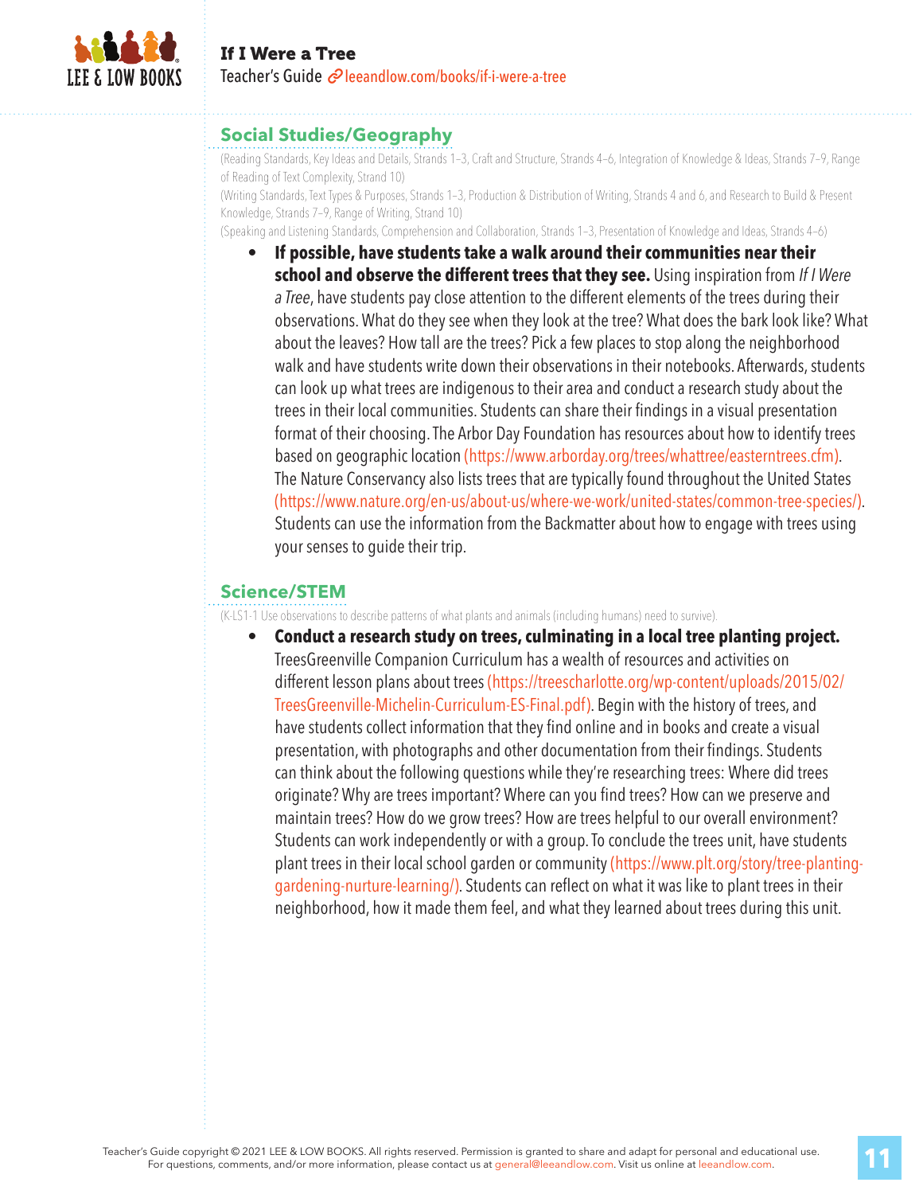## Social Studies/Geography

(Reading Standards, Key Ideas and Details, Strands 1–3, Craft and Structure, Strands 4–6, Integration of Knowledge & Ideas, Strands 7–9, Range of Reading of Text Complexity, Strand 10)

(Writing Standards, Text Types & Purposes, Strands 1–3, Production & Distribution of Writing, Strands 4 and 6, and Research to Build & Present Knowledge, Strands 7–9, Range of Writing, Strand 10)

(Speaking and Listening Standards, Comprehension and Collaboration, Strands 1–3, Presentation of Knowledge and Ideas, Strands 4–6)

- **If possible, have students take a walk around their communities near their school and observe the different trees that they see.** Using inspiration from *If I Were a Tree*, have students pay close attention to the different elements of the trees during their observations. What do they see when they look at the tree? What does the bark look like? What about the leaves? How tall are the trees? Pick a few places to stop along the neighborhood walk and have students write down their observations in their notebooks. Afterwards, students can look up what trees are indigenous to their area and conduct a research study about the trees in their local communities. Students can share their findings in a visual presentation format of their choosing. The Arbor Day Foundation has resources about how to identify trees based on geographic location (https://www.arborday.org/trees/whattree/easterntrees.cfm). The Nature Conservancy also lists trees that are typically found throughout the United States (https://www.nature.org/en-us/about-us/where-we-work/united-states/common-tree-species/). Students can use the information from the Backmatter about how to engage with trees using your senses to guide their trip.

## Science/STEM

(K-LS1-1 Use observations to describe patterns of what plants and animals (including humans) need to survive).

- **Conduct a research study on trees, culminating in a local tree planting project.** TreesGreenville Companion Curriculum has a wealth of resources and activities on different lesson plans about trees (https://treescharlotte.org/wp-content/uploads/2015/02/TreesGreenville-Michelin-Curriculum-ES-Final.pdf). Begin with the history of trees, and have students collect information that they find online and in books and create a visual presentation, with photographs and other documentation from their findings. Students can think about the following questions while they're researching trees: Where did trees originate? Why are trees important? Where can you find trees? How can we preserve and maintain trees? How do we grow trees? How are trees helpful to our overall environment? Students can work independently or with a group. To conclude the trees unit, have students plant trees in their local school garden or community (https://www.plt.org/story/tree-planting-gardening-nurture-learning/). Students can reflect on what it was like to plant trees in their neighborhood, how it made them feel, and what they learned about trees during this unit.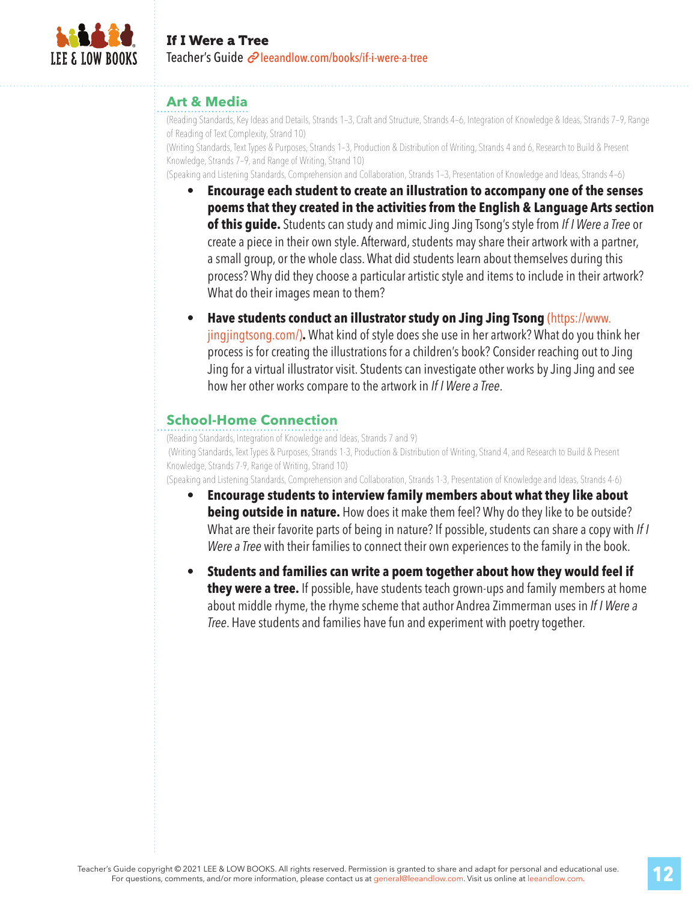## Art & Media

(Reading Standards, Key Ideas and Details, Strands 1–3, Craft and Structure, Strands 4–6, Integration of Knowledge & Ideas, Strands 7–9, Range of Reading of Text Complexity, Strand 10)
(Writing Standards, Text Types & Purposes, Strands 1–3, Production & Distribution of Writing, Strands 4 and 6, Research to Build & Present Knowledge, Strands 7–9, and Range of Writing, Strand 10)
(Speaking and Listening Standards, Comprehension and Collaboration, Strands 1–3, Presentation of Knowledge and Ideas, Strands 4–6)

- **Encourage each student to create an illustration to accompany one of the senses poems that they created in the activities from the English & Language Arts section of this guide.** Students can study and mimic Jing Jing Tsong's style from *If I Were a Tree* or create a piece in their own style. Afterward, students may share their artwork with a partner, a small group, or the whole class. What did students learn about themselves during this process? Why did they choose a particular artistic style and items to include in their artwork? What do their images mean to them?

- **Have students conduct an illustrator study on Jing Jing Tsong** (https://www.jingjingtsong.com/)**.** What kind of style does she use in her artwork? What do you think her process is for creating the illustrations for a children's book? Consider reaching out to Jing Jing for a virtual illustrator visit. Students can investigate other works by Jing Jing and see how her other works compare to the artwork in *If I Were a Tree*.

## School-Home Connection

(Reading Standards, Integration of Knowledge and Ideas, Strands 7 and 9)
(Writing Standards, Text Types & Purposes, Strands 1-3, Production & Distribution of Writing, Strand 4, and Research to Build & Present Knowledge, Strands 7-9, Range of Writing, Strand 10)
(Speaking and Listening Standards, Comprehension and Collaboration, Strands 1-3, Presentation of Knowledge and Ideas, Strands 4-6)

- **Encourage students to interview family members about what they like about being outside in nature.** How does it make them feel? Why do they like to be outside? What are their favorite parts of being in nature? If possible, students can share a copy with *If I Were a Tree* with their families to connect their own experiences to the family in the book.

- **Students and families can write a poem together about how they would feel if they were a tree.** If possible, have students teach grown-ups and family members at home about middle rhyme, the rhyme scheme that author Andrea Zimmerman uses in *If I Were a Tree*. Have students and families have fun and experiment with poetry together.

Teacher's Guide copyright © 2021 LEE & LOW BOOKS. All rights reserved. Permission is granted to share and adapt for personal and educational use.
For questions, comments, and/or more information, please contact us at general@leeandlow.com. Visit us online at leeandlow.com.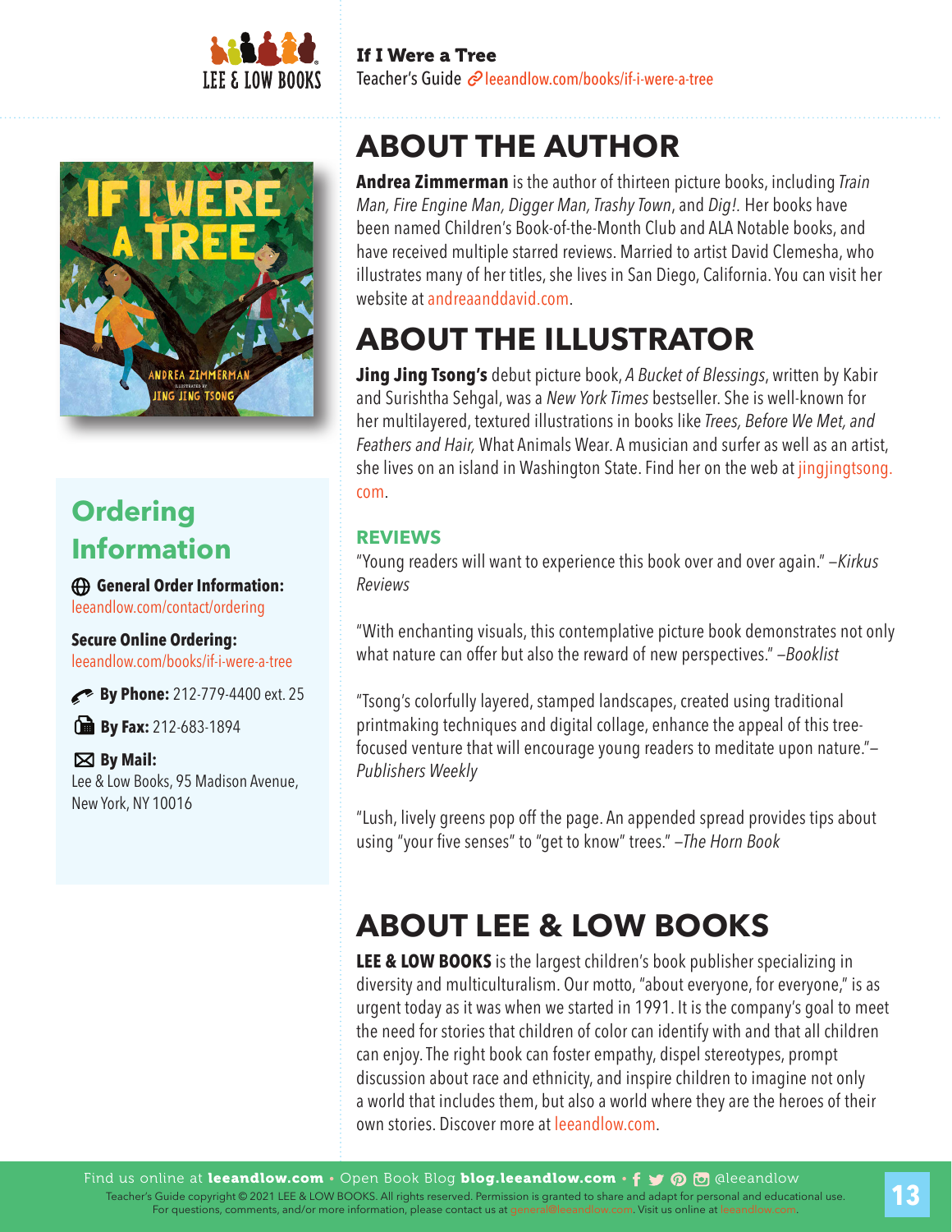## Ordering Information

**General Order Information:** leeandlow.com/contact/ordering

**Secure Online Ordering:** leeandlow.com/books/if-i-were-a-tree

**By Phone:** 212-779-4400 ext. 25

**By Fax:** 212-683-1894

**By Mail:**
Lee & Low Books, 95 Madison Avenue, New York, NY 10016

# ABOUT THE AUTHOR

**Andrea Zimmerman** is the author of thirteen picture books, including *Train Man, Fire Engine Man, Digger Man, Trashy Town*, and *Dig!*. Her books have been named Children's Book-of-the-Month Club and ALA Notable books, and have received multiple starred reviews. Married to artist David Clemesha, who illustrates many of her titles, she lives in San Diego, California. You can visit her website at andreaanddavid.com.

# ABOUT THE ILLUSTRATOR

**Jing Jing Tsong's** debut picture book, *A Bucket of Blessings*, written by Kabir and Surishtha Sehgal, was a *New York Times* bestseller. She is well-known for her multilayered, textured illustrations in books like *Trees, Before We Met, and Feathers and Hair,* What Animals Wear. A musician and surfer as well as an artist, she lives on an island in Washington State. Find her on the web at jingjingtsong.com.

### REVIEWS

"Young readers will want to experience this book over and over again." –*Kirkus Reviews*

"With enchanting visuals, this contemplative picture book demonstrates not only what nature can offer but also the reward of new perspectives." –*Booklist*

"Tsong's colorfully layered, stamped landscapes, created using traditional printmaking techniques and digital collage, enhance the appeal of this tree-focused venture that will encourage young readers to meditate upon nature."–*Publishers Weekly*

"Lush, lively greens pop off the page. An appended spread provides tips about using "your five senses" to "get to know" trees." –*The Horn Book*

# ABOUT LEE & LOW BOOKS

**LEE & LOW BOOKS** is the largest children's book publisher specializing in diversity and multiculturalism. Our motto, "about everyone, for everyone," is as urgent today as it was when we started in 1991. It is the company's goal to meet the need for stories that children of color can identify with and that all children can enjoy. The right book can foster empathy, dispel stereotypes, prompt discussion about race and ethnicity, and inspire children to imagine not only a world that includes them, but also a world where they are the heroes of their own stories. Discover more at leeandlow.com.

Find us online at **leeandlow.com** • Open Book Blog **blog.leeandlow.com** • @leeandlow

Teacher's Guide copyright © 2021 LEE & LOW BOOKS. All rights reserved. Permission is granted to share and adapt for personal and educational use. For questions, comments, and/or more information, please contact us at general@leeandlow.com. Visit us online at leeandlow.com.